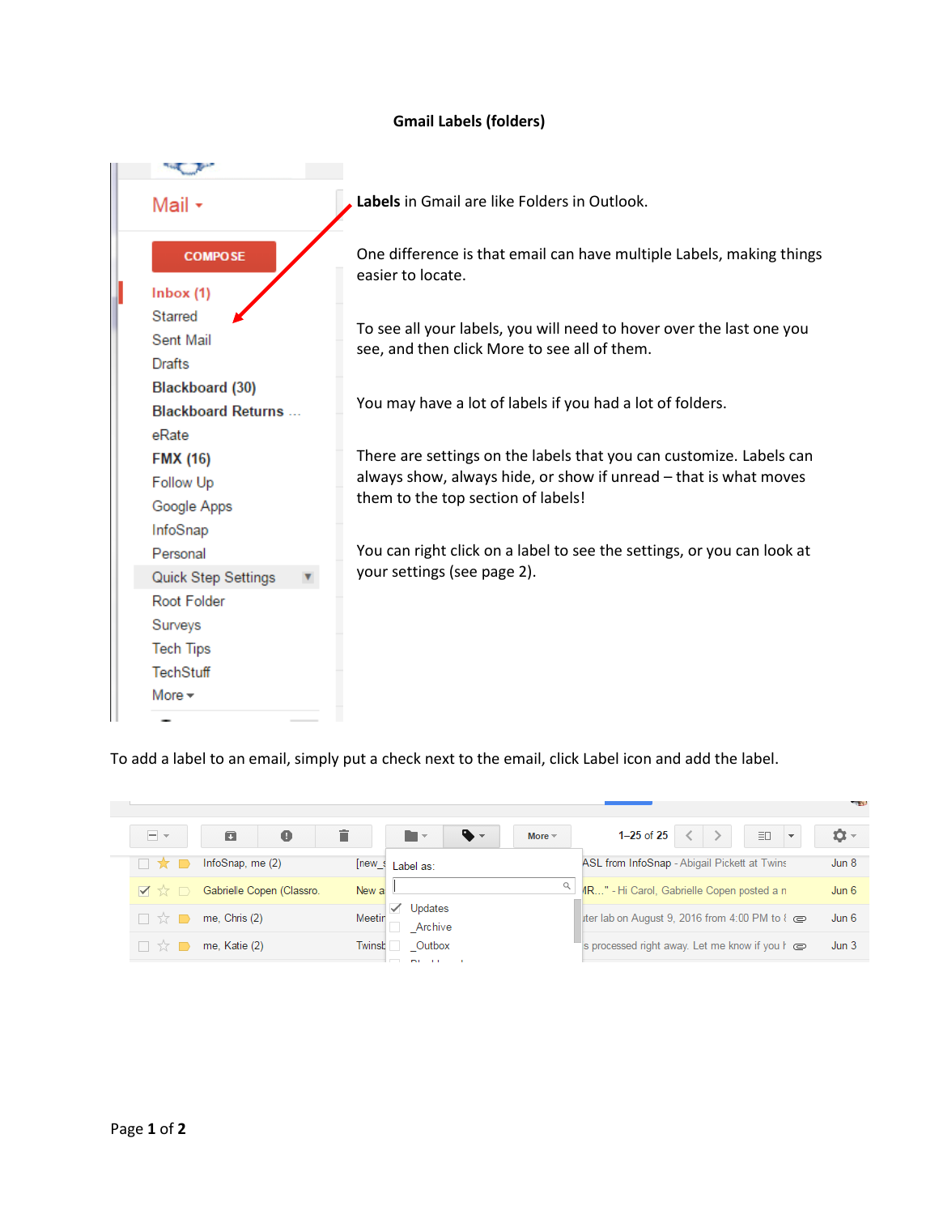# Gmail Labels (folders)

**Labels** in Gmail are like Folders in Outlook.

One difference is that email can have multiple Labels, making things easier to locate.

To see all your labels, you will need to hover over the last one you see, and then click More to see all of them.

You may have a lot of labels if you had a lot of folders.

There are settings on the labels that you can customize. Labels can always show, always hide, or show if unread – that is what moves them to the top section of labels!

You can right click on a label to see the settings, or you can look at your settings (see page 2).

To add a label to an email, simply put a check next to the email, click Label icon and add the label.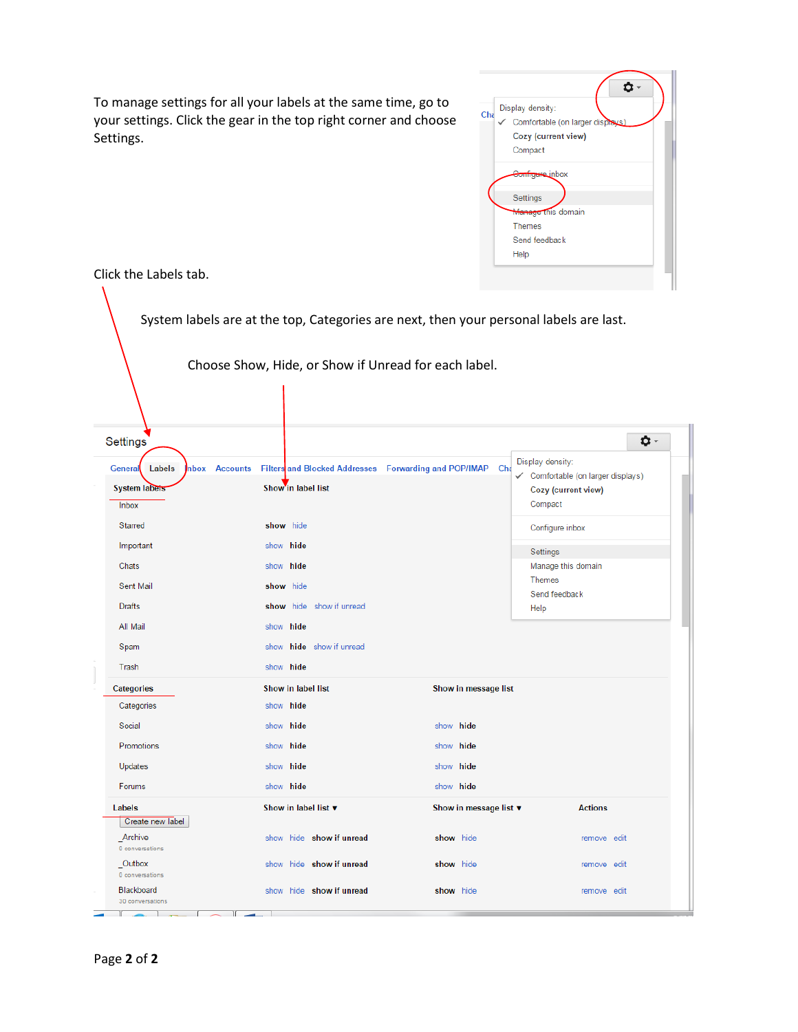To manage settings for all your labels at the same time, go to your settings. Click the gear in the top right corner and choose Settings.

Display density:
- Comfortable (on larger displays)
- Cozy (current view)
- Compact

Configure inbox

Settings

Manage this domain

Themes

Send feedback

Help

Click the Labels tab.

System labels are at the top, Categories are next, then your personal labels are last.

Choose Show, Hide, or Show if Unread for each label.

Settings

General | Labels | Inbox | Accounts | Filters and Blocked Addresses | Forwarding and POP/IMAP

| System labels | Show in label list |
|---|---|
| Inbox | |
| Starred | show hide |
| Important | show hide |
| Chats | show hide |
| Sent Mail | show hide |
| Drafts | show hide show if unread |
| All Mail | show hide |
| Spam | show hide show if unread |
| Trash | show hide |

| Categories | Show in label list | Show in message list |
|---|---|---|
| Categories | show hide | |
| Social | show hide | show hide |
| Promotions | show hide | show hide |
| Updates | show hide | show hide |
| Forums | show hide | show hide |

| Labels | Show in label list ▾ | Show in message list ▾ | Actions |
|---|---|---|---|
| Create new label | | | |
| _Archive (0 conversations) | show hide show if unread | show hide | remove edit |
| _Outbox (0 conversations) | show hide show if unread | show hide | remove edit |
| Blackboard (30 conversations) | show hide show if unread | show hide | remove edit |